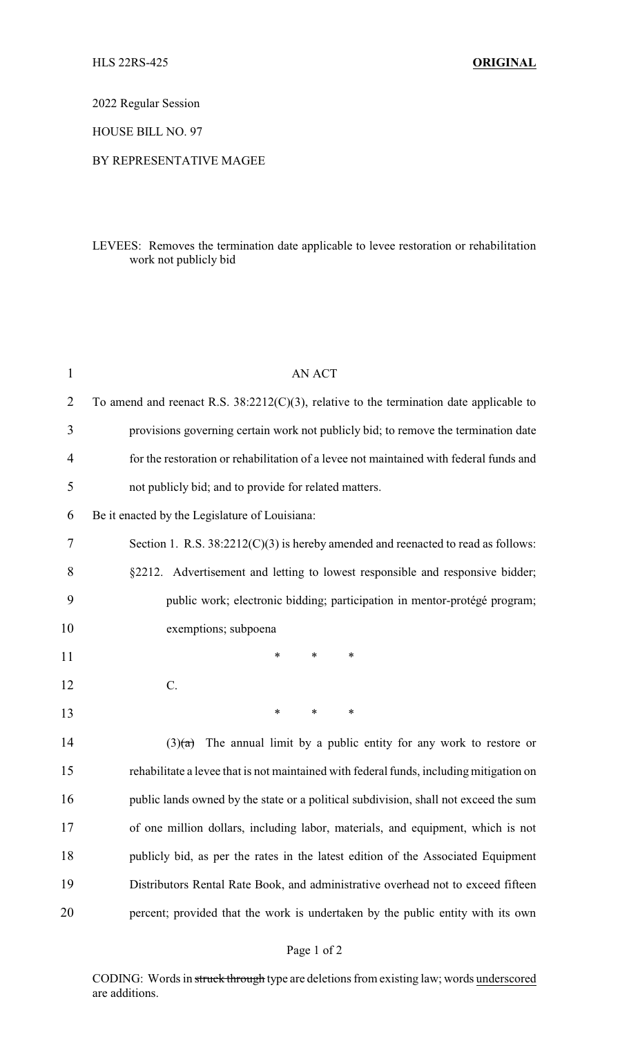HLS 22RS-425 **ORIGINAL**

2022 Regular Session

HOUSE BILL NO. 97

BY REPRESENTATIVE MAGEE

LEVEES: Removes the termination date applicable to levee restoration or rehabilitation work not publicly bid

AN ACT

To amend and reenact R.S. 38:2212(C)(3), relative to the termination date applicable to provisions governing certain work not publicly bid; to remove the termination date for the restoration or rehabilitation of a levee not maintained with federal funds and not publicly bid; and to provide for related matters.

Be it enacted by the Legislature of Louisiana:

Section 1. R.S. 38:2212(C)(3) is hereby amended and reenacted to read as follows:

§2212. Advertisement and letting to lowest responsible and responsive bidder; public work; electronic bidding; participation in mentor-protégé program; exemptions; subpoena

\* \* \*

C.

\* \* \*

(3)~~(a)~~ The annual limit by a public entity for any work to restore or rehabilitate a levee that is not maintained with federal funds, including mitigation on public lands owned by the state or a political subdivision, shall not exceed the sum of one million dollars, including labor, materials, and equipment, which is not publicly bid, as per the rates in the latest edition of the Associated Equipment Distributors Rental Rate Book, and administrative overhead not to exceed fifteen percent; provided that the work is undertaken by the public entity with its own

CODING: Words in ~~struck through~~ type are deletions from existing law; words underscored are additions.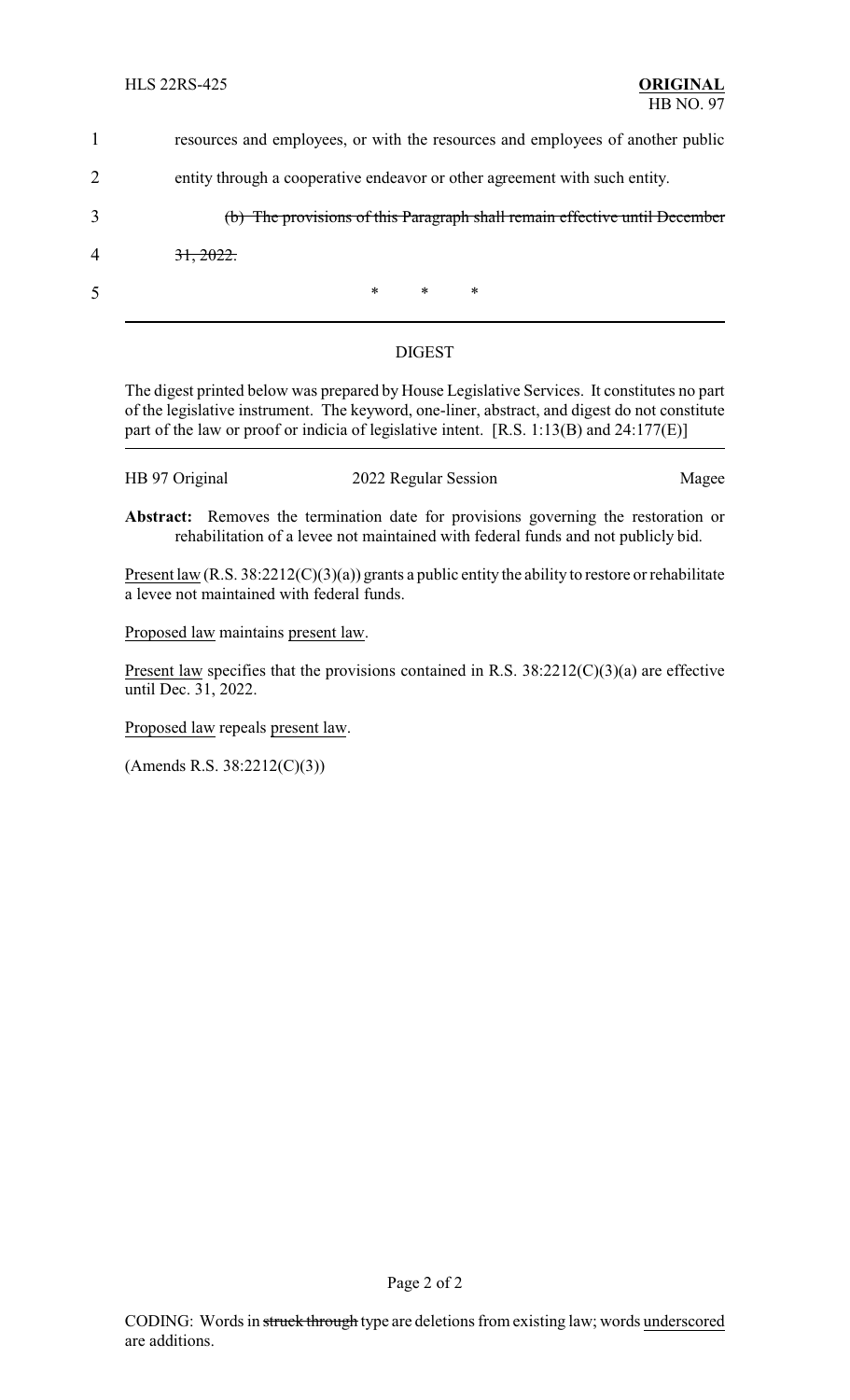resources and employees, or with the resources and employees of another public entity through a cooperative endeavor or other agreement with such entity.

~~(b) The provisions of this Paragraph shall remain effective until December 31, 2022.~~

\* \* \*

## DIGEST

The digest printed below was prepared by House Legislative Services. It constitutes no part of the legislative instrument. The keyword, one-liner, abstract, and digest do not constitute part of the law or proof or indicia of legislative intent. [R.S. 1:13(B) and 24:177(E)]

HB 97 Original — 2022 Regular Session — Magee

**Abstract:** Removes the termination date for provisions governing the restoration or rehabilitation of a levee not maintained with federal funds and not publicly bid.

<u>Present law</u> (R.S. 38:2212(C)(3)(a)) grants a public entity the ability to restore or rehabilitate a levee not maintained with federal funds.

<u>Proposed law</u> maintains <u>present law</u>.

<u>Present law</u> specifies that the provisions contained in R.S. 38:2212(C)(3)(a) are effective until Dec. 31, 2022.

<u>Proposed law</u> repeals <u>present law</u>.

(Amends R.S. 38:2212(C)(3))

CODING: Words in ~~struck through~~ type are deletions from existing law; words <u>underscored</u> are additions.